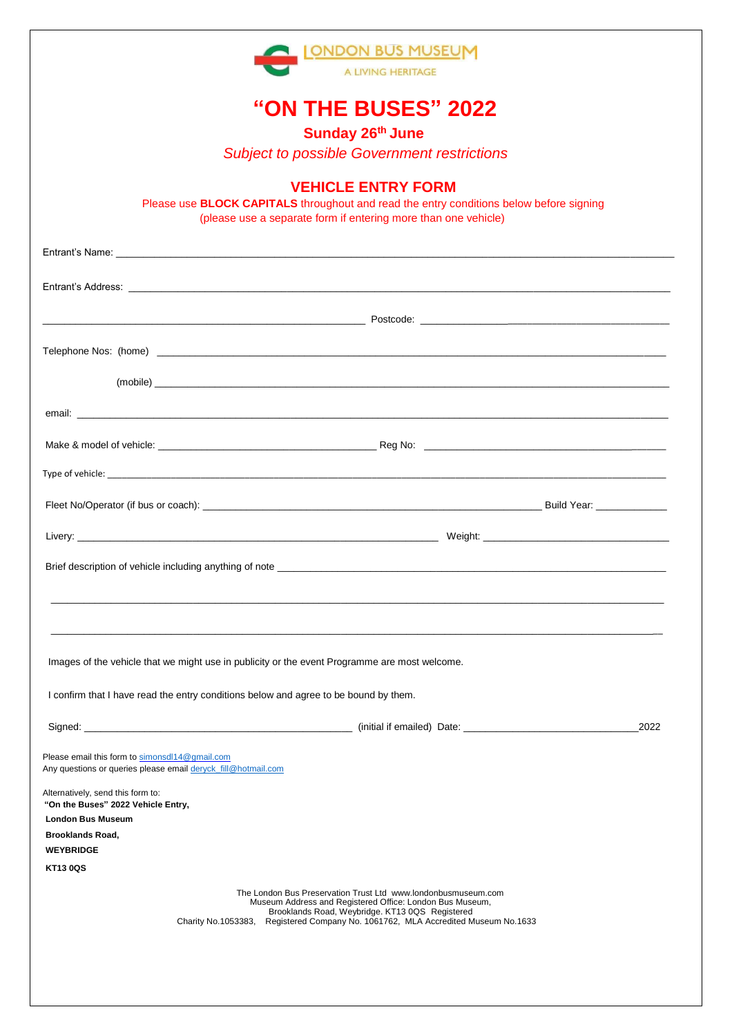LONDON BUS MUSEUM
A LIVING HERITAGE

# "ON THE BUSES" 2022

## Sunday 26th June

*Subject to possible Government restrictions*

## VEHICLE ENTRY FORM

Please use **BLOCK CAPITALS** throughout and read the entry conditions below before signing
(please use a separate form if entering more than one vehicle)

Entrant's Name: ______________________________________________

Entrant's Address: ______________________________________________

______________________________ Postcode: ______________________

Telephone Nos: (home) ______________________________________________

(mobile) ______________________________________________

email: ______________________________________________

Make & model of vehicle: ______________________ Reg No: ______________________

Type of vehicle: ______________________________________________

Fleet No/Operator (if bus or coach): ______________________ Build Year: __________

Livery: ______________________ Weight: ______________________

Brief description of vehicle including anything of note ______________________________

______________________________________________

______________________________________________

Images of the vehicle that we might use in publicity or the event Programme are most welcome.

I confirm that I have read the entry conditions below and agree to be bound by them.

Signed: ______________________ (initial if emailed) Date: ______________________2022

Please email this form to simonsdl14@gmail.com
Any questions or queries please email deryck_fill@hotmail.com

Alternatively, send this form to:
**"On the Buses" 2022 Vehicle Entry,**
**London Bus Museum**
**Brooklands Road,**
**WEYBRIDGE**
**KT13 0QS**

The London Bus Preservation Trust Ltd www.londonbusmuseum.com
Museum Address and Registered Office: London Bus Museum,
Brooklands Road, Weybridge. KT13 0QS Registered
Charity No.1053383, Registered Company No. 1061762, MLA Accredited Museum No.1633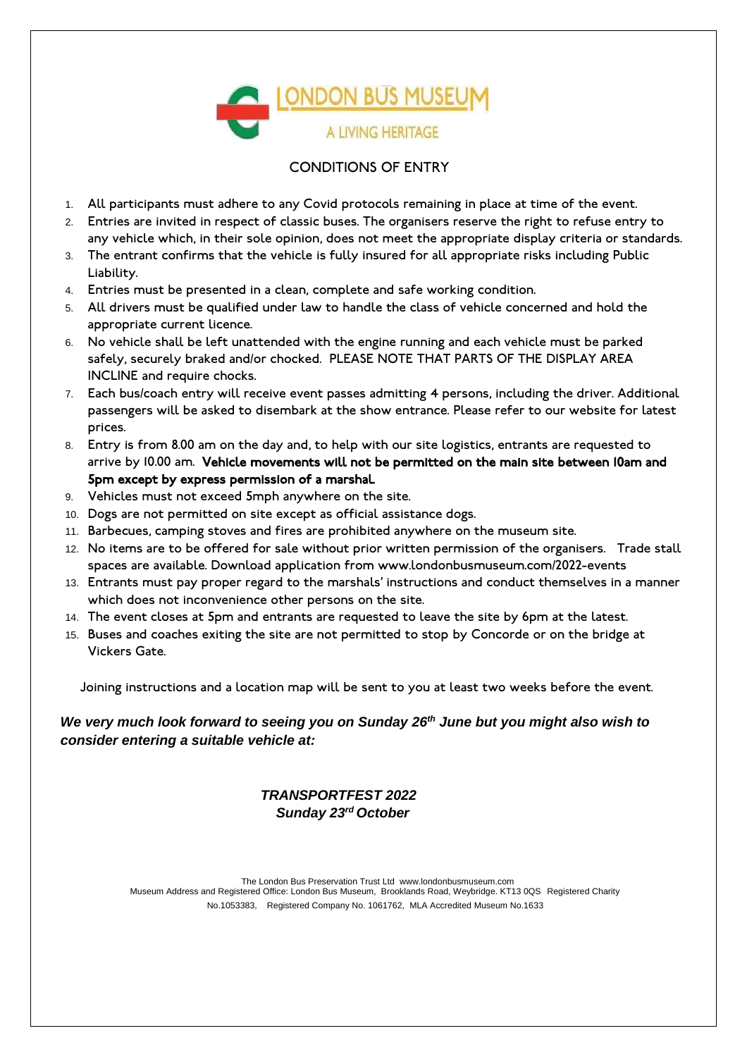LONDON BUS MUSEUM

A LIVING HERITAGE

## CONDITIONS OF ENTRY

1. All participants must adhere to any Covid protocols remaining in place at time of the event.
2. Entries are invited in respect of classic buses. The organisers reserve the right to refuse entry to any vehicle which, in their sole opinion, does not meet the appropriate display criteria or standards.
3. The entrant confirms that the vehicle is fully insured for all appropriate risks including Public Liability.
4. Entries must be presented in a clean, complete and safe working condition.
5. All drivers must be qualified under law to handle the class of vehicle concerned and hold the appropriate current licence.
6. No vehicle shall be left unattended with the engine running and each vehicle must be parked safely, securely braked and/or chocked. PLEASE NOTE THAT PARTS OF THE DISPLAY AREA INCLINE and require chocks.
7. Each bus/coach entry will receive event passes admitting 4 persons, including the driver. Additional passengers will be asked to disembark at the show entrance. Please refer to our website for latest prices.
8. Entry is from 8.00 am on the day and, to help with our site logistics, entrants are requested to arrive by 10.00 am. **Vehicle movements will not be permitted on the main site between 10am and 5pm except by express permission of a marshal.**
9. Vehicles must not exceed 5mph anywhere on the site.
10. Dogs are not permitted on site except as official assistance dogs.
11. Barbecues, camping stoves and fires are prohibited anywhere on the museum site.
12. No items are to be offered for sale without prior written permission of the organisers. Trade stall spaces are available. Download application from www.londonbusmuseum.com/2022-events
13. Entrants must pay proper regard to the marshals' instructions and conduct themselves in a manner which does not inconvenience other persons on the site.
14. The event closes at 5pm and entrants are requested to leave the site by 6pm at the latest.
15. Buses and coaches exiting the site are not permitted to stop by Concorde or on the bridge at Vickers Gate.

Joining instructions and a location map will be sent to you at least two weeks before the event.

***We very much look forward to seeing you on Sunday 26th June but you might also wish to consider entering a suitable vehicle at:***

***TRANSPORTFEST 2022***
***Sunday 23rd October***

The London Bus Preservation Trust Ltd www.londonbusmuseum.com
Museum Address and Registered Office: London Bus Museum, Brooklands Road, Weybridge. KT13 0QS Registered Charity No.1053383, Registered Company No. 1061762, MLA Accredited Museum No.1633